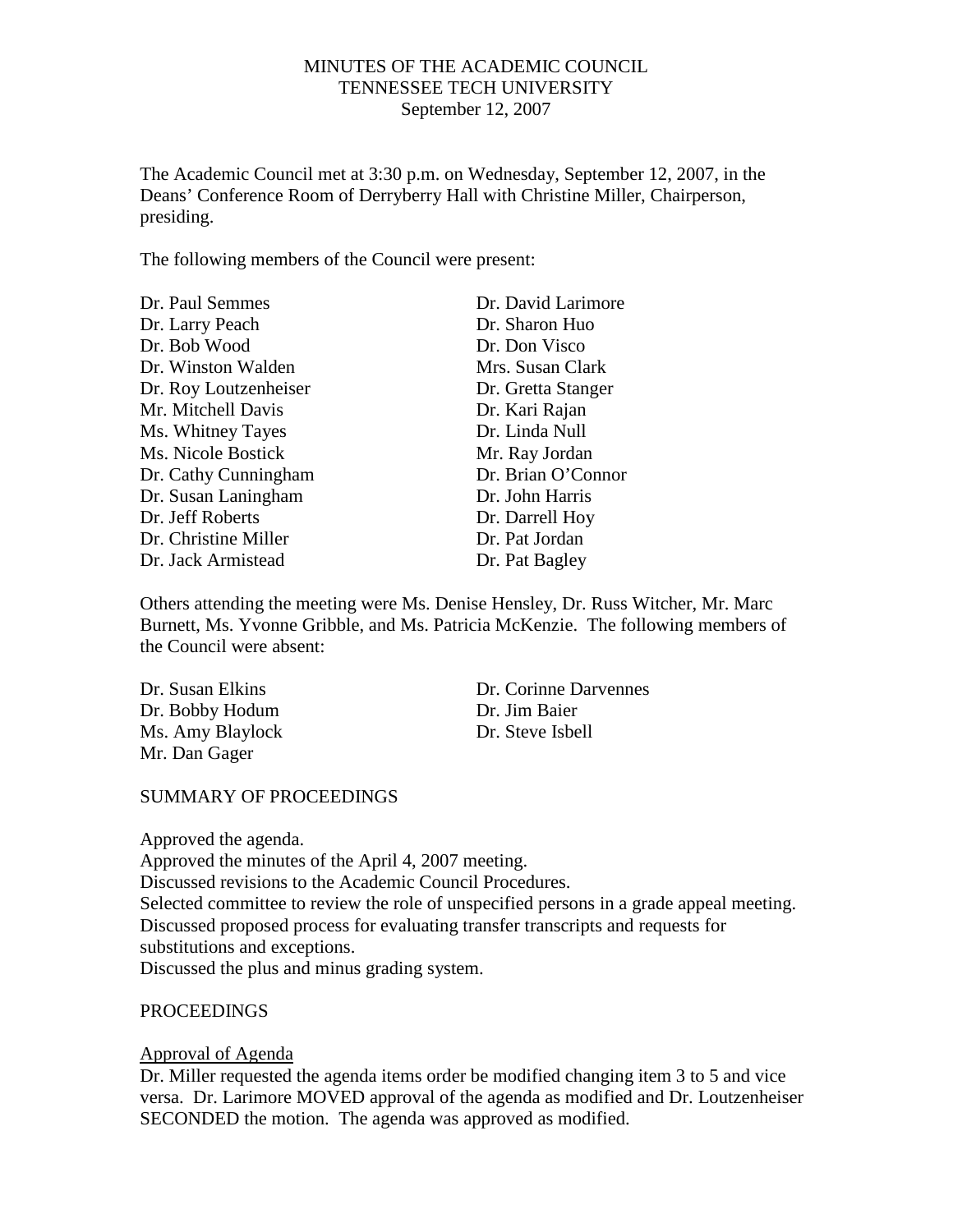MINUTES OF THE ACADEMIC COUNCIL
TENNESSEE TECH UNIVERSITY
September 12, 2007

The Academic Council met at 3:30 p.m. on Wednesday, September 12, 2007, in the Deans' Conference Room of Derryberry Hall with Christine Miller, Chairperson, presiding.

The following members of the Council were present:

| | |
|---|---|
| Dr. Paul Semmes | Dr. David Larimore |
| Dr. Larry Peach | Dr. Sharon Huo |
| Dr. Bob Wood | Dr. Don Visco |
| Dr. Winston Walden | Mrs. Susan Clark |
| Dr. Roy Loutzenheiser | Dr. Gretta Stanger |
| Mr. Mitchell Davis | Dr. Kari Rajan |
| Ms. Whitney Tayes | Dr. Linda Null |
| Ms. Nicole Bostick | Mr. Ray Jordan |
| Dr. Cathy Cunningham | Dr. Brian O'Connor |
| Dr. Susan Laningham | Dr. John Harris |
| Dr. Jeff Roberts | Dr. Darrell Hoy |
| Dr. Christine Miller | Dr. Pat Jordan |
| Dr. Jack Armistead | Dr. Pat Bagley |

Others attending the meeting were Ms. Denise Hensley, Dr. Russ Witcher, Mr. Marc Burnett, Ms. Yvonne Gribble, and Ms. Patricia McKenzie. The following members of the Council were absent:

| | |
|---|---|
| Dr. Susan Elkins | Dr. Corinne Darvennes |
| Dr. Bobby Hodum | Dr. Jim Baier |
| Ms. Amy Blaylock | Dr. Steve Isbell |
| Mr. Dan Gager | |

SUMMARY OF PROCEEDINGS

Approved the agenda.
Approved the minutes of the April 4, 2007 meeting.
Discussed revisions to the Academic Council Procedures.
Selected committee to review the role of unspecified persons in a grade appeal meeting.
Discussed proposed process for evaluating transfer transcripts and requests for substitutions and exceptions.
Discussed the plus and minus grading system.

PROCEEDINGS

Approval of Agenda

Dr. Miller requested the agenda items order be modified changing item 3 to 5 and vice versa. Dr. Larimore MOVED approval of the agenda as modified and Dr. Loutzenheiser SECONDED the motion. The agenda was approved as modified.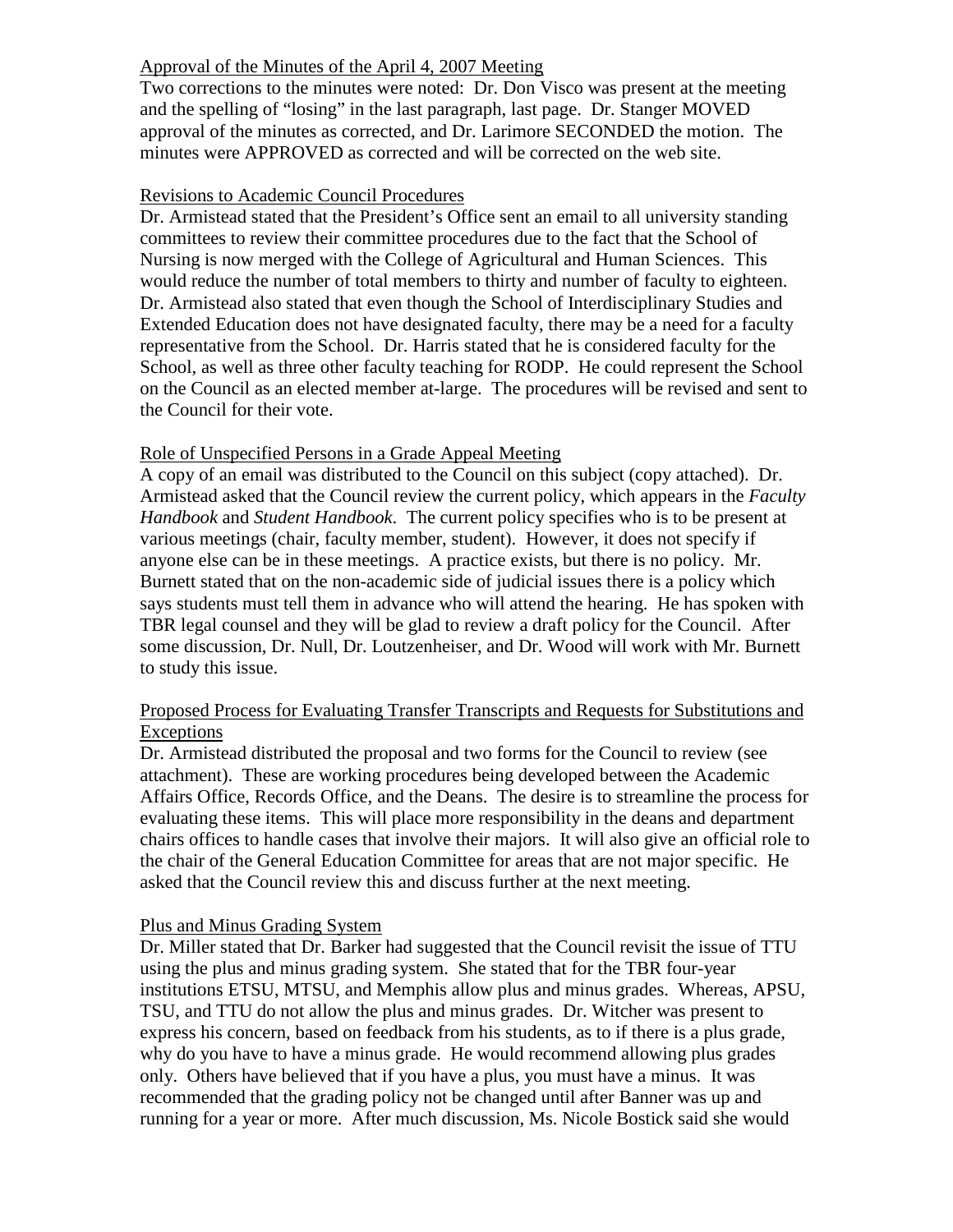Approval of the Minutes of the April 4, 2007 Meeting

Two corrections to the minutes were noted: Dr. Don Visco was present at the meeting and the spelling of "losing" in the last paragraph, last page. Dr. Stanger MOVED approval of the minutes as corrected, and Dr. Larimore SECONDED the motion. The minutes were APPROVED as corrected and will be corrected on the web site.

Revisions to Academic Council Procedures

Dr. Armistead stated that the President's Office sent an email to all university standing committees to review their committee procedures due to the fact that the School of Nursing is now merged with the College of Agricultural and Human Sciences. This would reduce the number of total members to thirty and number of faculty to eighteen. Dr. Armistead also stated that even though the School of Interdisciplinary Studies and Extended Education does not have designated faculty, there may be a need for a faculty representative from the School. Dr. Harris stated that he is considered faculty for the School, as well as three other faculty teaching for RODP. He could represent the School on the Council as an elected member at-large. The procedures will be revised and sent to the Council for their vote.

Role of Unspecified Persons in a Grade Appeal Meeting

A copy of an email was distributed to the Council on this subject (copy attached). Dr. Armistead asked that the Council review the current policy, which appears in the *Faculty Handbook* and *Student Handbook.* The current policy specifies who is to be present at various meetings (chair, faculty member, student). However, it does not specify if anyone else can be in these meetings. A practice exists, but there is no policy. Mr. Burnett stated that on the non-academic side of judicial issues there is a policy which says students must tell them in advance who will attend the hearing. He has spoken with TBR legal counsel and they will be glad to review a draft policy for the Council. After some discussion, Dr. Null, Dr. Loutzenheiser, and Dr. Wood will work with Mr. Burnett to study this issue.

Proposed Process for Evaluating Transfer Transcripts and Requests for Substitutions and Exceptions

Dr. Armistead distributed the proposal and two forms for the Council to review (see attachment). These are working procedures being developed between the Academic Affairs Office, Records Office, and the Deans. The desire is to streamline the process for evaluating these items. This will place more responsibility in the deans and department chairs offices to handle cases that involve their majors. It will also give an official role to the chair of the General Education Committee for areas that are not major specific. He asked that the Council review this and discuss further at the next meeting.

Plus and Minus Grading System

Dr. Miller stated that Dr. Barker had suggested that the Council revisit the issue of TTU using the plus and minus grading system. She stated that for the TBR four-year institutions ETSU, MTSU, and Memphis allow plus and minus grades. Whereas, APSU, TSU, and TTU do not allow the plus and minus grades. Dr. Witcher was present to express his concern, based on feedback from his students, as to if there is a plus grade, why do you have to have a minus grade. He would recommend allowing plus grades only. Others have believed that if you have a plus, you must have a minus. It was recommended that the grading policy not be changed until after Banner was up and running for a year or more. After much discussion, Ms. Nicole Bostick said she would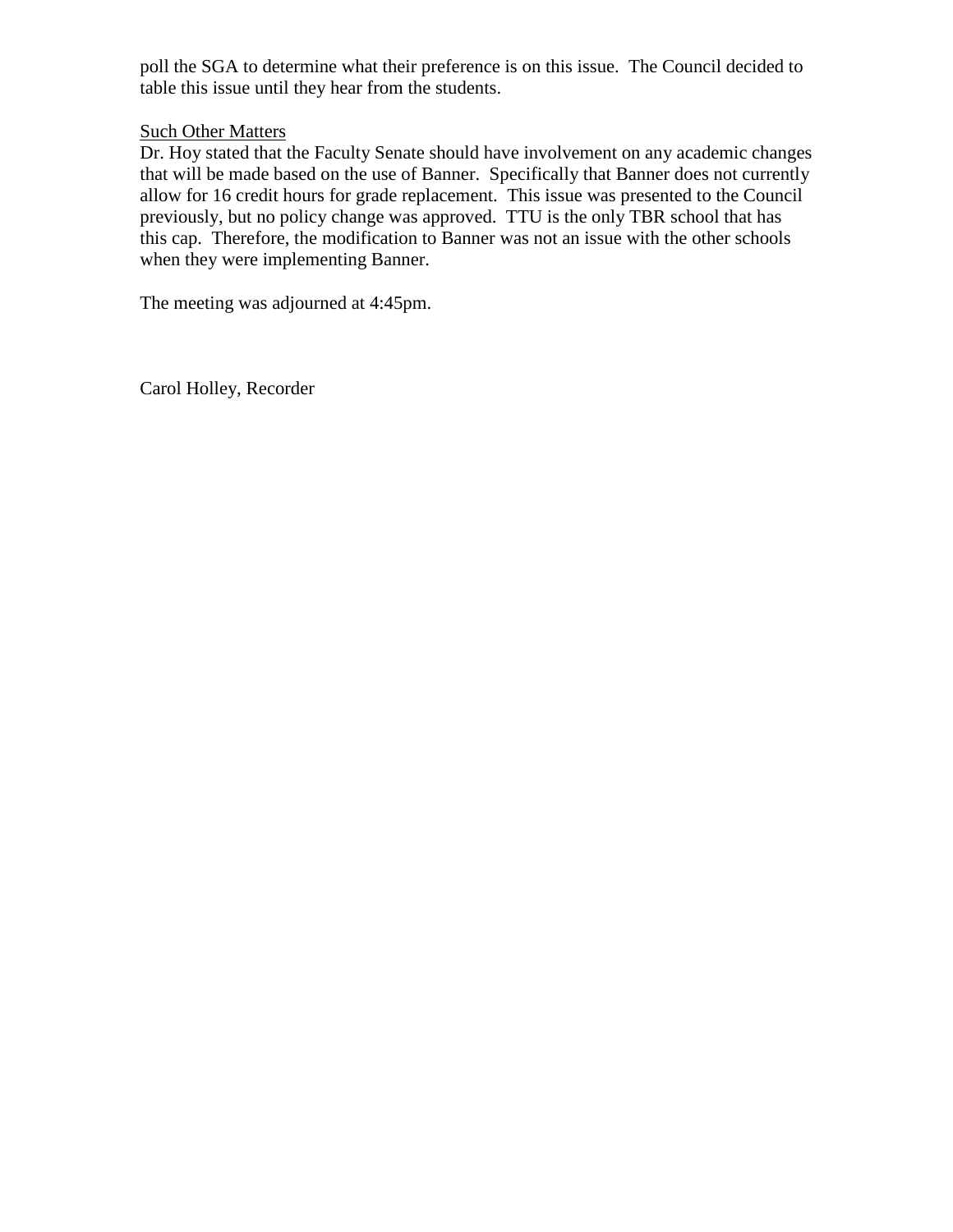poll the SGA to determine what their preference is on this issue. The Council decided to table this issue until they hear from the students.

Such Other Matters

Dr. Hoy stated that the Faculty Senate should have involvement on any academic changes that will be made based on the use of Banner. Specifically that Banner does not currently allow for 16 credit hours for grade replacement. This issue was presented to the Council previously, but no policy change was approved. TTU is the only TBR school that has this cap. Therefore, the modification to Banner was not an issue with the other schools when they were implementing Banner.

The meeting was adjourned at 4:45pm.

Carol Holley, Recorder